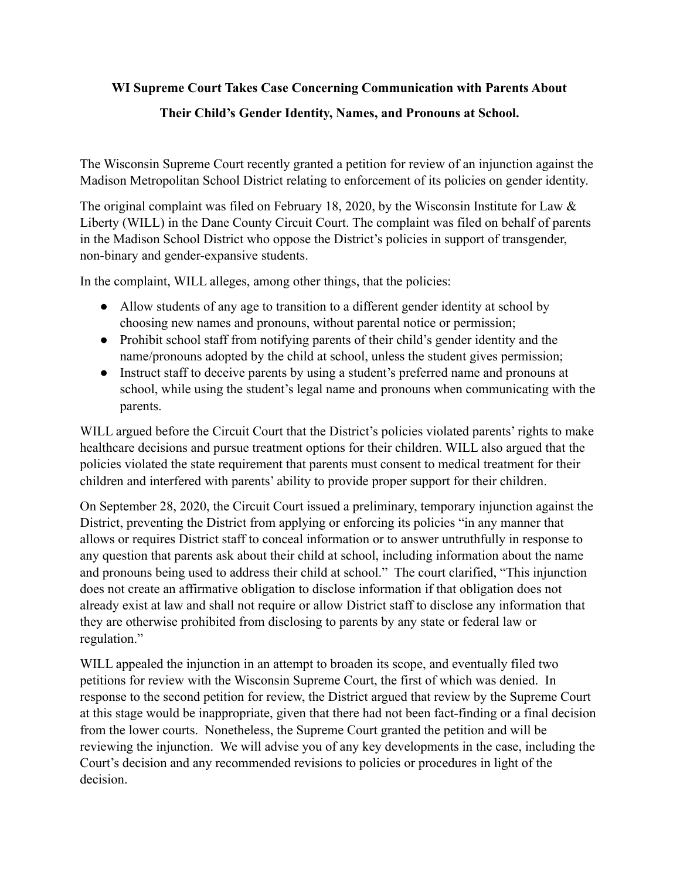**WI Supreme Court Takes Case Concerning Communication with Parents About Their Child's Gender Identity, Names, and Pronouns at School.**

The Wisconsin Supreme Court recently granted a petition for review of an injunction against the Madison Metropolitan School District relating to enforcement of its policies on gender identity.

The original complaint was filed on February 18, 2020, by the Wisconsin Institute for Law & Liberty (WILL) in the Dane County Circuit Court. The complaint was filed on behalf of parents in the Madison School District who oppose the District's policies in support of transgender, non-binary and gender-expansive students.

In the complaint, WILL alleges, among other things, that the policies:

- Allow students of any age to transition to a different gender identity at school by choosing new names and pronouns, without parental notice or permission;
- Prohibit school staff from notifying parents of their child's gender identity and the name/pronouns adopted by the child at school, unless the student gives permission;
- Instruct staff to deceive parents by using a student's preferred name and pronouns at school, while using the student's legal name and pronouns when communicating with the parents.

WILL argued before the Circuit Court that the District's policies violated parents' rights to make healthcare decisions and pursue treatment options for their children. WILL also argued that the policies violated the state requirement that parents must consent to medical treatment for their children and interfered with parents' ability to provide proper support for their children.

On September 28, 2020, the Circuit Court issued a preliminary, temporary injunction against the District, preventing the District from applying or enforcing its policies "in any manner that allows or requires District staff to conceal information or to answer untruthfully in response to any question that parents ask about their child at school, including information about the name and pronouns being used to address their child at school." The court clarified, "This injunction does not create an affirmative obligation to disclose information if that obligation does not already exist at law and shall not require or allow District staff to disclose any information that they are otherwise prohibited from disclosing to parents by any state or federal law or regulation."

WILL appealed the injunction in an attempt to broaden its scope, and eventually filed two petitions for review with the Wisconsin Supreme Court, the first of which was denied. In response to the second petition for review, the District argued that review by the Supreme Court at this stage would be inappropriate, given that there had not been fact-finding or a final decision from the lower courts. Nonetheless, the Supreme Court granted the petition and will be reviewing the injunction. We will advise you of any key developments in the case, including the Court's decision and any recommended revisions to policies or procedures in light of the decision.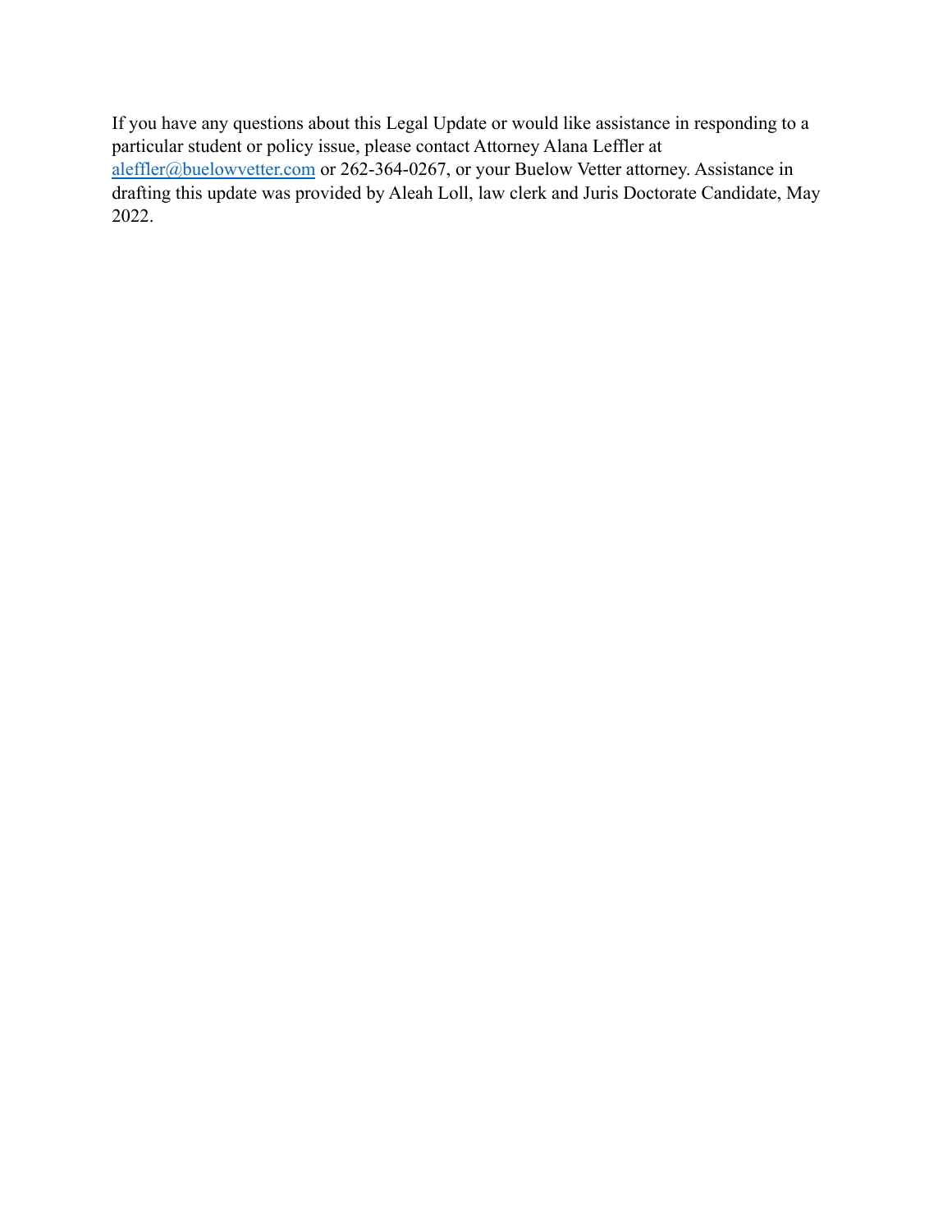If you have any questions about this Legal Update or would like assistance in responding to a particular student or policy issue, please contact Attorney Alana Leffler at [aleffler@buelowvetter.com](mailto:aleffler@buelowvetter.com) or 262-364-0267, or your Buelow Vetter attorney. Assistance in drafting this update was provided by Aleah Loll, law clerk and Juris Doctorate Candidate, May 2022.